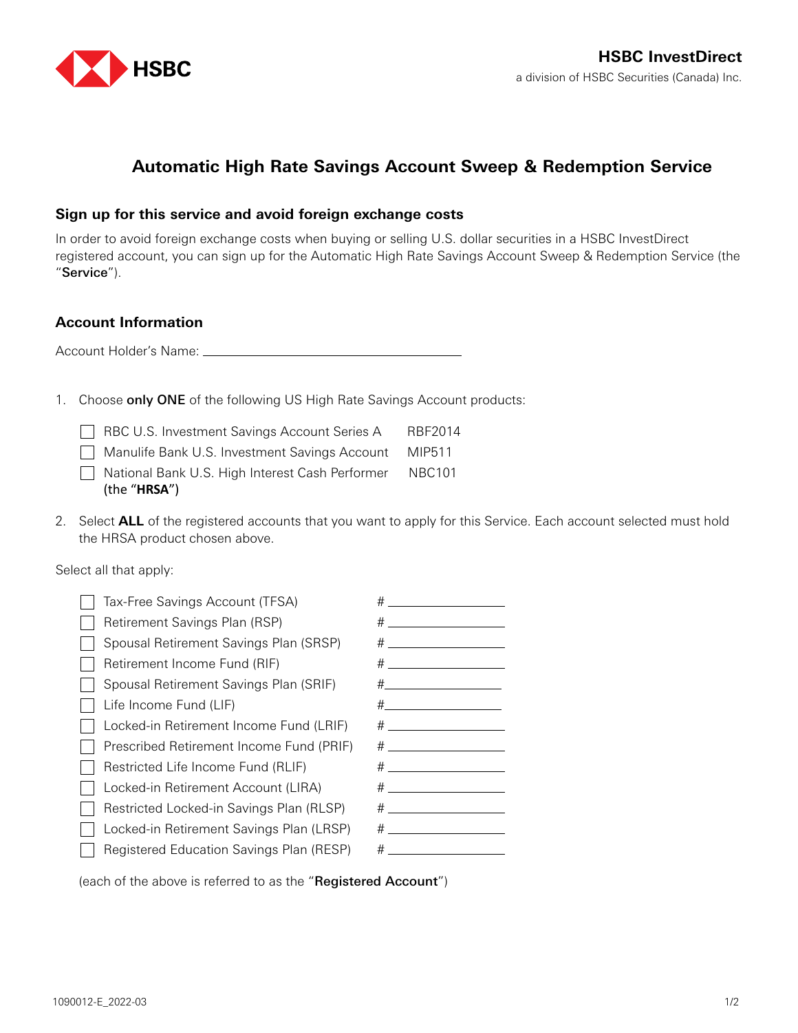HSBC

**HSBC InvestDirect**
a division of HSBC Securities (Canada) Inc.

# Automatic High Rate Savings Account Sweep & Redemption Service

## Sign up for this service and avoid foreign exchange costs

In order to avoid foreign exchange costs when buying or selling U.S. dollar securities in a HSBC InvestDirect registered account, you can sign up for the Automatic High Rate Savings Account Sweep & Redemption Service (the "**Service**").

## Account Information

Account Holder's Name: ______________________________

1. Choose **only ONE** of the following US High Rate Savings Account products:

   - ☐ RBC U.S. Investment Savings Account Series A — RBF2014
   - ☐ Manulife Bank U.S. Investment Savings Account — MIP511
   - ☐ National Bank U.S. High Interest Cash Performer — NBC101

   (the "**HRSA**")

2. Select **ALL** of the registered accounts that you want to apply for this Service. Each account selected must hold the HRSA product chosen above.

Select all that apply:

- ☐ Tax-Free Savings Account (TFSA) # ______________
- ☐ Retirement Savings Plan (RSP) # ______________
- ☐ Spousal Retirement Savings Plan (SRSP) # ______________
- ☐ Retirement Income Fund (RIF) # ______________
- ☐ Spousal Retirement Savings Plan (SRIF) # ______________
- ☐ Life Income Fund (LIF) # ______________
- ☐ Locked-in Retirement Income Fund (LRIF) # ______________
- ☐ Prescribed Retirement Income Fund (PRIF) # ______________
- ☐ Restricted Life Income Fund (RLIF) # ______________
- ☐ Locked-in Retirement Account (LIRA) # ______________
- ☐ Restricted Locked-in Savings Plan (RLSP) # ______________
- ☐ Locked-in Retirement Savings Plan (LRSP) # ______________
- ☐ Registered Education Savings Plan (RESP) # ______________

(each of the above is referred to as the "**Registered Account**")

1090012-E_2022-03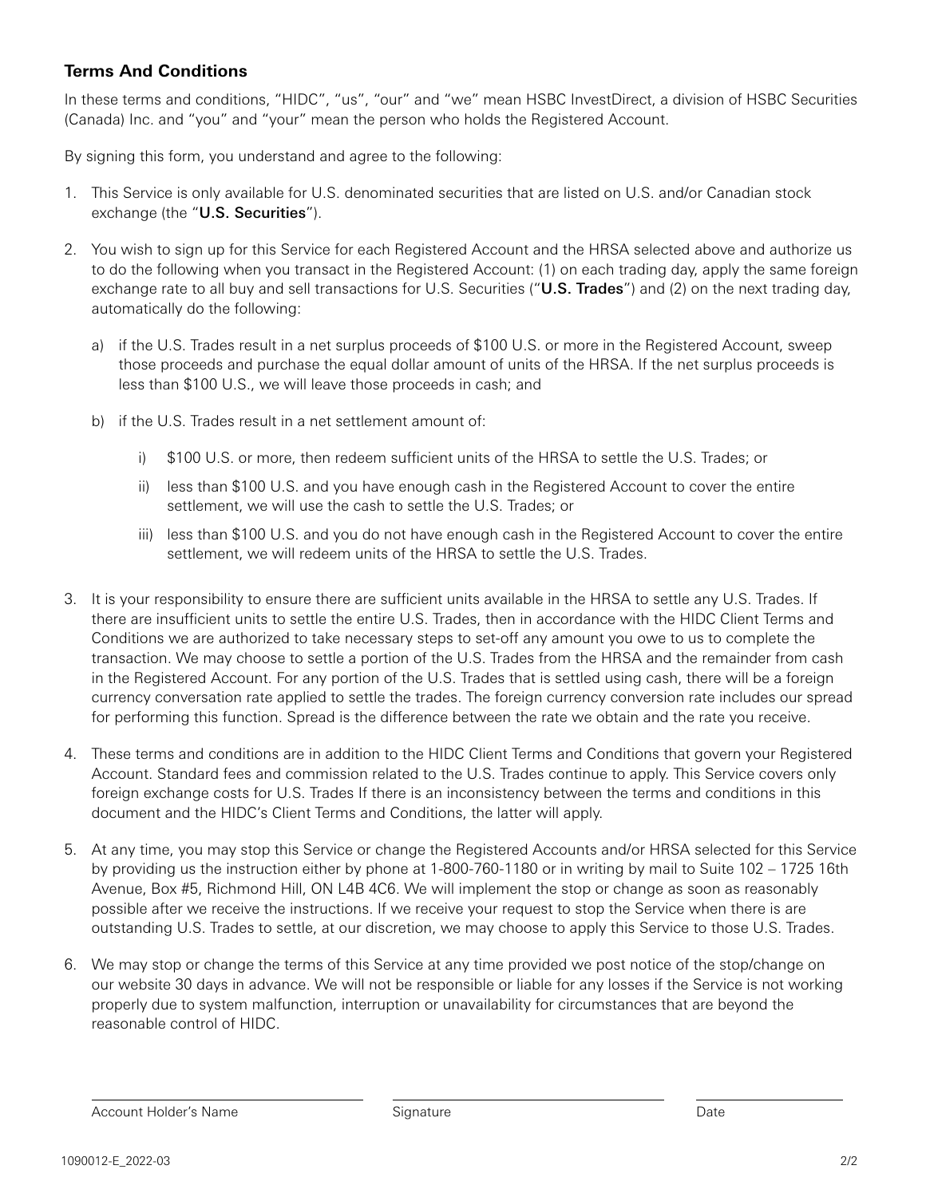## Terms And Conditions

In these terms and conditions, "HIDC", "us", "our" and "we" mean HSBC InvestDirect, a division of HSBC Securities (Canada) Inc. and "you" and "your" mean the person who holds the Registered Account.

By signing this form, you understand and agree to the following:

1. This Service is only available for U.S. denominated securities that are listed on U.S. and/or Canadian stock exchange (the "**U.S. Securities**").

2. You wish to sign up for this Service for each Registered Account and the HRSA selected above and authorize us to do the following when you transact in the Registered Account: (1) on each trading day, apply the same foreign exchange rate to all buy and sell transactions for U.S. Securities ("**U.S. Trades**") and (2) on the next trading day, automatically do the following:

   a) if the U.S. Trades result in a net surplus proceeds of $100 U.S. or more in the Registered Account, sweep those proceeds and purchase the equal dollar amount of units of the HRSA. If the net surplus proceeds is less than $100 U.S., we will leave those proceeds in cash; and

   b) if the U.S. Trades result in a net settlement amount of:

      i) $100 U.S. or more, then redeem sufficient units of the HRSA to settle the U.S. Trades; or

      ii) less than $100 U.S. and you have enough cash in the Registered Account to cover the entire settlement, we will use the cash to settle the U.S. Trades; or

      iii) less than $100 U.S. and you do not have enough cash in the Registered Account to cover the entire settlement, we will redeem units of the HRSA to settle the U.S. Trades.

3. It is your responsibility to ensure there are sufficient units available in the HRSA to settle any U.S. Trades. If there are insufficient units to settle the entire U.S. Trades, then in accordance with the HIDC Client Terms and Conditions we are authorized to take necessary steps to set-off any amount you owe to us to complete the transaction. We may choose to settle a portion of the U.S. Trades from the HRSA and the remainder from cash in the Registered Account. For any portion of the U.S. Trades that is settled using cash, there will be a foreign currency conversation rate applied to settle the trades. The foreign currency conversion rate includes our spread for performing this function. Spread is the difference between the rate we obtain and the rate you receive.

4. These terms and conditions are in addition to the HIDC Client Terms and Conditions that govern your Registered Account. Standard fees and commission related to the U.S. Trades continue to apply. This Service covers only foreign exchange costs for U.S. Trades If there is an inconsistency between the terms and conditions in this document and the HIDC's Client Terms and Conditions, the latter will apply.

5. At any time, you may stop this Service or change the Registered Accounts and/or HRSA selected for this Service by providing us the instruction either by phone at 1-800-760-1180 or in writing by mail to Suite 102 – 1725 16th Avenue, Box #5, Richmond Hill, ON L4B 4C6. We will implement the stop or change as soon as reasonably possible after we receive the instructions. If we receive your request to stop the Service when there is are outstanding U.S. Trades to settle, at our discretion, we may choose to apply this Service to those U.S. Trades.

6. We may stop or change the terms of this Service at any time provided we post notice of the stop/change on our website 30 days in advance. We will not be responsible or liable for any losses if the Service is not working properly due to system malfunction, interruption or unavailability for circumstances that are beyond the reasonable control of HIDC.

| Account Holder's Name | Signature | Date |
| --- | --- | --- |
| | | |

1090012-E_2022-03